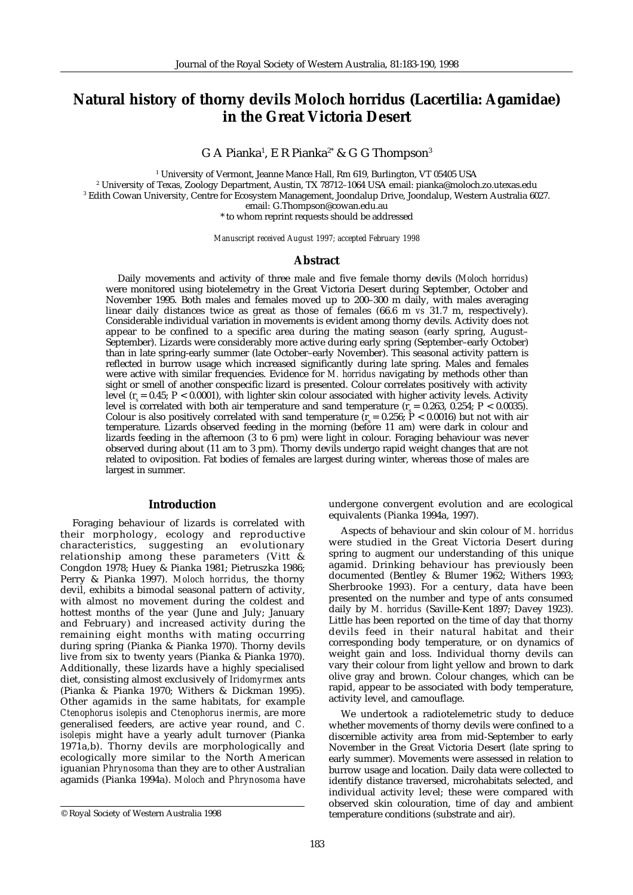# Natural history of thorny devils *Moloch horridus* (Lacertilia: Agamidae) in the Great Victoria Desert

G A Pianka[1], E R Pianka[2*] & G G Thompson[3]

[1] University of Vermont, Jeanne Mance Hall, Rm 619, Burlington, VT 05405 USA
[2] University of Texas, Zoology Department, Austin, TX 78712–1064 USA email: pianka@moloch.zo.utexas.edu
[3] Edith Cowan University, Centre for Ecosystem Management, Joondalup Drive, Joondalup, Western Australia 6027. email: G.Thompson@cowan.edu.au
\* to whom reprint requests should be addressed

*Manuscript received August 1997; accepted February 1998*

## Abstract

Daily movements and activity of three male and five female thorny devils (*Moloch horridus*) were monitored using biotelemetry in the Great Victoria Desert during September, October and November 1995. Both males and females moved up to 200–300 m daily, with males averaging linear daily distances twice as great as those of females (66.6 m *vs* 31.7 m, respectively). Considerable individual variation in movements is evident among thorny devils. Activity does not appear to be confined to a specific area during the mating season (early spring, August–September). Lizards were considerably more active during early spring (September–early October) than in late spring-early summer (late October–early November). This seasonal activity pattern is reflected in burrow usage which increased significantly during late spring. Males and females were active with similar frequencies. Evidence for *M. horridus* navigating by methods other than sight or smell of another conspecific lizard is presented. Colour correlates positively with activity level ($r_s = 0.45$; $P < 0.0001$), with lighter skin colour associated with higher activity levels. Activity level is correlated with both air temperature and sand temperature ($r_s = 0.263, 0.254$; $P < 0.0035$). Colour is also positively correlated with sand temperature ($r_s = 0.256$; $P < 0.0016$) but not with air temperature. Lizards observed feeding in the morning (before 11 am) were dark in colour and lizards feeding in the afternoon (3 to 6 pm) were light in colour. Foraging behaviour was never observed during about (11 am to 3 pm). Thorny devils undergo rapid weight changes that are not related to oviposition. Fat bodies of females are largest during winter, whereas those of males are largest in summer.

## Introduction

Foraging behaviour of lizards is correlated with their morphology, ecology and reproductive characteristics, suggesting an evolutionary relationship among these parameters (Vitt & Congdon 1978; Huey & Pianka 1981; Pietruszka 1986; Perry & Pianka 1997). *Moloch horridus*, the thorny devil, exhibits a bimodal seasonal pattern of activity, with almost no movement during the coldest and hottest months of the year (June and July; January and February) and increased activity during the remaining eight months with mating occurring during spring (Pianka & Pianka 1970). Thorny devils live from six to twenty years (Pianka & Pianka 1970). Additionally, these lizards have a highly specialised diet, consisting almost exclusively of *Iridomyrmex* ants (Pianka & Pianka 1970; Withers & Dickman 1995). Other agamids in the same habitats, for example *Ctenophorus isolepis* and *Ctenophorus inermis*, are more generalised feeders, are active year round, and *C. isolepis* might have a yearly adult turnover (Pianka 1971a,b). Thorny devils are morphologically and ecologically more similar to the North American iguanian *Phrynosoma* than they are to other Australian agamids (Pianka 1994a). *Moloch* and *Phrynosoma* have undergone convergent evolution and are ecological equivalents (Pianka 1994a, 1997).

Aspects of behaviour and skin colour of *M. horridus* were studied in the Great Victoria Desert during spring to augment our understanding of this unique agamid. Drinking behaviour has previously been documented (Bentley & Blumer 1962; Withers 1993; Sherbrooke 1993). For a century, data have been presented on the number and type of ants consumed daily by *M. horridus* (Saville-Kent 1897; Davey 1923). Little has been reported on the time of day that thorny devils feed in their natural habitat and their corresponding body temperature, or on dynamics of weight gain and loss. Individual thorny devils can vary their colour from light yellow and brown to dark olive gray and brown. Colour changes, which can be rapid, appear to be associated with body temperature, activity level, and camouflage.

We undertook a radiotelemetric study to deduce whether movements of thorny devils were confined to a discernible activity area from mid-September to early November in the Great Victoria Desert (late spring to early summer). Movements were assessed in relation to burrow usage and location. Daily data were collected to identify distance traversed, microhabitats selected, and individual activity level; these were compared with observed skin colouration, time of day and ambient temperature conditions (substrate and air).

© Royal Society of Western Australia 1998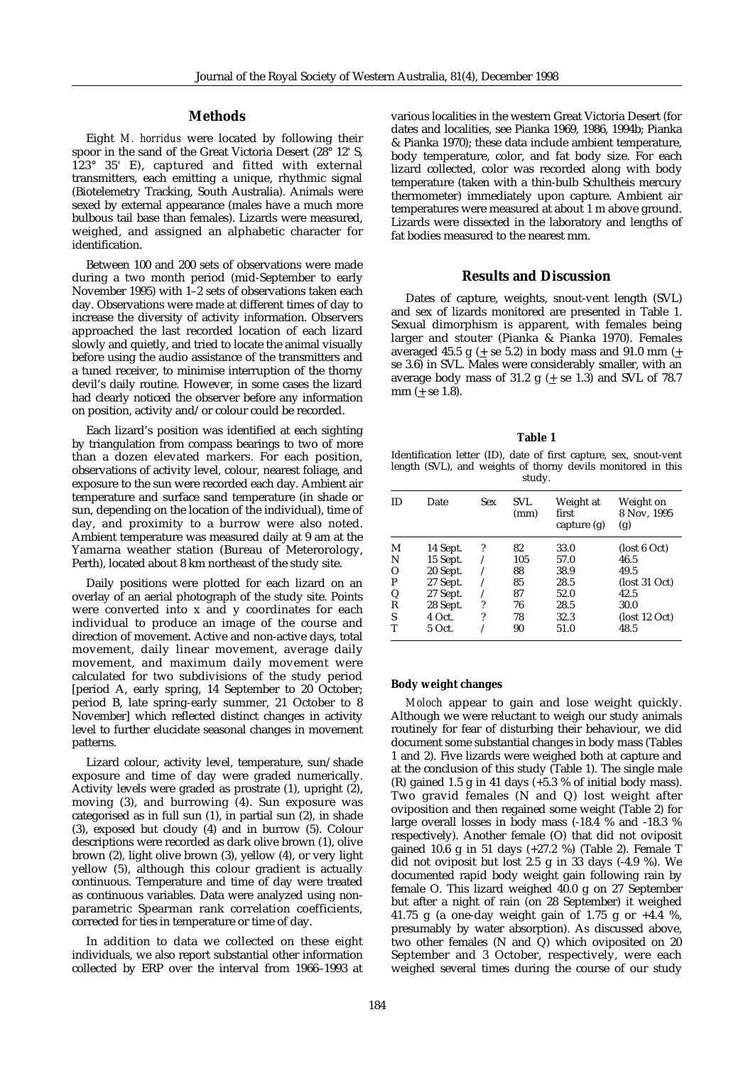## Methods

Eight *M. horridus* were located by following their spoor in the sand of the Great Victoria Desert (28° 12' S, 123° 35' E), captured and fitted with external transmitters, each emitting a unique, rhythmic signal (Biotelemetry Tracking, South Australia). Animals were sexed by external appearance (males have a much more bulbous tail base than females). Lizards were measured, weighed, and assigned an alphabetic character for identification.

Between 100 and 200 sets of observations were made during a two month period (mid-September to early November 1995) with 1–2 sets of observations taken each day. Observations were made at different times of day to increase the diversity of activity information. Observers approached the last recorded location of each lizard slowly and quietly, and tried to locate the animal visually before using the audio assistance of the transmitters and a tuned receiver, to minimise interruption of the thorny devil's daily routine. However, in some cases the lizard had clearly noticed the observer before any information on position, activity and/or colour could be recorded.

Each lizard's position was identified at each sighting by triangulation from compass bearings to two of more than a dozen elevated markers. For each position, observations of activity level, colour, nearest foliage, and exposure to the sun were recorded each day. Ambient air temperature and surface sand temperature (in shade or sun, depending on the location of the individual), time of day, and proximity to a burrow were also noted. Ambient temperature was measured daily at 9 am at the Yamarna weather station (Bureau of Meterorology, Perth), located about 8 km northeast of the study site.

Daily positions were plotted for each lizard on an overlay of an aerial photograph of the study site. Points were converted into x and y coordinates for each individual to produce an image of the course and direction of movement. Active and non-active days, total movement, daily linear movement, average daily movement, and maximum daily movement were calculated for two subdivisions of the study period [period A, early spring, 14 September to 20 October; period B, late spring-early summer, 21 October to 8 November] which reflected distinct changes in activity level to further elucidate seasonal changes in movement patterns.

Lizard colour, activity level, temperature, sun/shade exposure and time of day were graded numerically. Activity levels were graded as prostrate (1), upright (2), moving (3), and burrowing (4). Sun exposure was categorised as in full sun (1), in partial sun (2), in shade (3), exposed but cloudy (4) and in burrow (5). Colour descriptions were recorded as dark olive brown (1), olive brown (2), light olive brown (3), yellow (4), or very light yellow (5), although this colour gradient is actually continuous. Temperature and time of day were treated as continuous variables. Data were analyzed using non-parametric Spearman rank correlation coefficients, corrected for ties in temperature or time of day.

In addition to data we collected on these eight individuals, we also report substantial other information collected by ERP over the interval from 1966–1993 at various localities in the western Great Victoria Desert (for dates and localities, see Pianka 1969, 1986, 1994b; Pianka & Pianka 1970); these data include ambient temperature, body temperature, color, and fat body size. For each lizard collected, color was recorded along with body temperature (taken with a thin-bulb Schultheis mercury thermometer) immediately upon capture. Ambient air temperatures were measured at about 1 m above ground. Lizards were dissected in the laboratory and lengths of fat bodies measured to the nearest mm.

## Results and Discussion

Dates of capture, weights, snout-vent length (SVL) and sex of lizards monitored are presented in Table 1. Sexual dimorphism is apparent, with females being larger and stouter (Pianka & Pianka 1970). Females averaged 45.5 g (± se 5.2) in body mass and 91.0 mm (± se 3.6) in SVL. Males were considerably smaller, with an average body mass of 31.2 g (± se 1.3) and SVL of 78.7 mm (± se 1.8).

**Table 1**

Identification letter (ID), date of first capture, sex, snout-vent length (SVL), and weights of thorny devils monitored in this study.

| ID | Date | Sex | SVL (mm) | Weight at first capture (g) | Weight on 8 Nov, 1995 (g) |
|---|---|---|---|---|---|
| M | 14 Sept. | ? | 82 | 33.0 | (lost 6 Oct) |
| N | 15 Sept. | / | 105 | 57.0 | 46.5 |
| O | 20 Sept. | / | 88 | 38.9 | 49.5 |
| P | 27 Sept. | / | 85 | 28.5 | (lost 31 Oct) |
| Q | 27 Sept. | / | 87 | 52.0 | 42.5 |
| R | 28 Sept. | ? | 76 | 28.5 | 30.0 |
| S | 4 Oct. | ? | 78 | 32.3 | (lost 12 Oct) |
| T | 5 Oct. | / | 90 | 51.0 | 48.5 |

### Body weight changes

*Moloch* appear to gain and lose weight quickly. Although we were reluctant to weigh our study animals routinely for fear of disturbing their behaviour, we did document some substantial changes in body mass (Tables 1 and 2). Five lizards were weighed both at capture and at the conclusion of this study (Table 1). The single male (R) gained 1.5 g in 41 days (+5.3 % of initial body mass). Two gravid females (N and Q) lost weight after oviposition and then regained some weight (Table 2) for large overall losses in body mass (-18.4 % and -18.3 % respectively). Another female (O) that did not oviposit gained 10.6 g in 51 days (+27.2 %) (Table 2). Female T did not oviposit but lost 2.5 g in 33 days (-4.9 %). We documented rapid body weight gain following rain by female O. This lizard weighed 40.0 g on 27 September but after a night of rain (on 28 September) it weighed 41.75 g (a one-day weight gain of 1.75 g or +4.4 %, presumably by water absorption). As discussed above, two other females (N and Q) which oviposited on 20 September and 3 October, respectively, were each weighed several times during the course of our study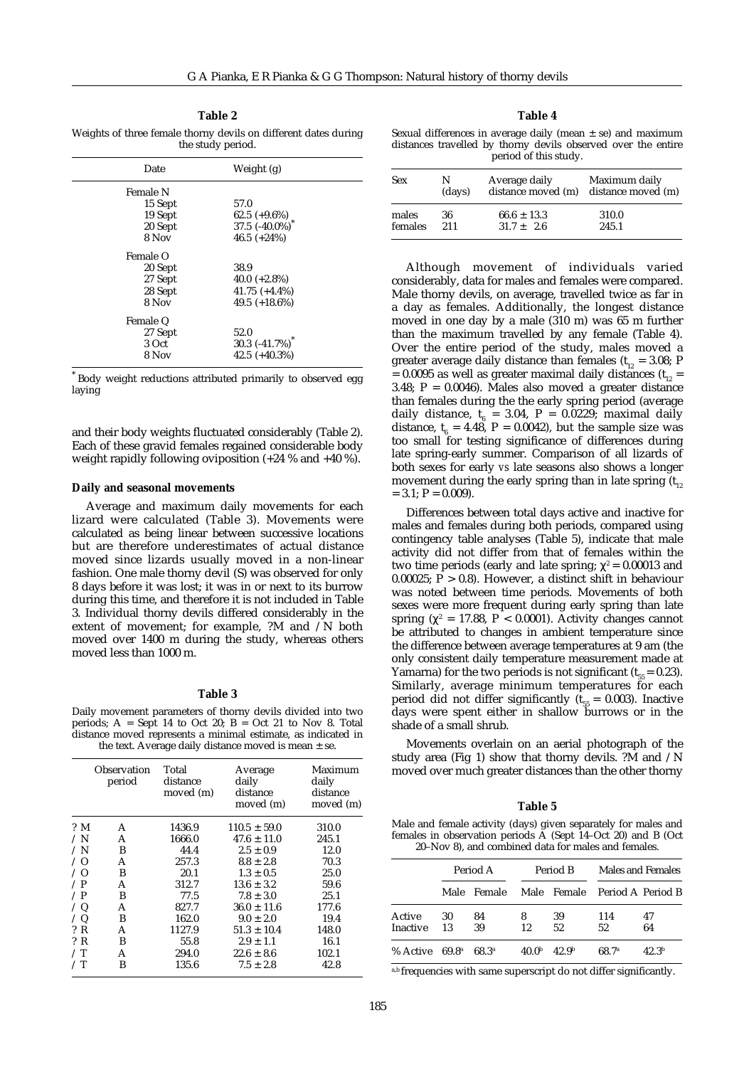**Table 2**

Weights of three female thorny devils on different dates during the study period.

| Date | Weight (g) |
|---|---|
| Female N | |
| 15 Sept | 57.0 |
| 19 Sept | 62.5 (+9.6%) |
| 20 Sept | 37.5 (-40.0%)* |
| 8 Nov | 46.5 (+24%) |
| Female O | |
| 20 Sept | 38.9 |
| 27 Sept | 40.0 (+2.8%) |
| 28 Sept | 41.75 (+4.4%) |
| 8 Nov | 49.5 (+18.6%) |
| Female Q | |
| 27 Sept | 52.0 |
| 3 Oct | 30.3 (-41.7%)* |
| 8 Nov | 42.5 (+40.3%) |

* Body weight reductions attributed primarily to observed egg laying

and their body weights fluctuated considerably (Table 2). Each of these gravid females regained considerable body weight rapidly following oviposition (+24 % and +40 %).

**Daily and seasonal movements**

Average and maximum daily movements for each lizard were calculated (Table 3). Movements were calculated as being linear between successive locations but are therefore underestimates of actual distance moved since lizards usually moved in a non-linear fashion. One male thorny devil (S) was observed for only 8 days before it was lost; it was in or next to its burrow during this time, and therefore it is not included in Table 3. Individual thorny devils differed considerably in the extent of movement; for example, ?M and /N both moved over 1400 m during the study, whereas others moved less than 1000 m.

**Table 3**

Daily movement parameters of thorny devils divided into two periods; A = Sept 14 to Oct 20; B = Oct 21 to Nov 8. Total distance moved represents a minimal estimate, as indicated in the text. Average daily distance moved is mean ± se.

| | Observation period | Total distance moved (m) | Average daily distance moved (m) | Maximum daily distance moved (m) |
|---|---|---|---|---|
| ? M | A | 1436.9 | 110.5 ± 59.0 | 310.0 |
| / N | A | 1666.0 | 47.6 ± 11.0 | 245.1 |
| / N | B | 44.4 | 2.5 ± 0.9 | 12.0 |
| / O | A | 257.3 | 8.8 ± 2.8 | 70.3 |
| / O | B | 20.1 | 1.3 ± 0.5 | 25.0 |
| / P | A | 312.7 | 13.6 ± 3.2 | 59.6 |
| / P | B | 77.5 | 7.8 ± 3.0 | 25.1 |
| / Q | A | 827.7 | 36.0 ± 11.6 | 177.6 |
| / Q | B | 162.0 | 9.0 ± 2.0 | 19.4 |
| ? R | A | 1127.9 | 51.3 ± 10.4 | 148.0 |
| ? R | B | 55.8 | 2.9 ± 1.1 | 16.1 |
| / T | A | 294.0 | 22.6 ± 8.6 | 102.1 |
| / T | B | 135.6 | 7.5 ± 2.8 | 42.8 |

**Table 4**

Sexual differences in average daily (mean ± se) and maximum distances travelled by thorny devils observed over the entire period of this study.

| Sex | N (days) | Average daily distance moved (m) | Maximum daily distance moved (m) |
|---|---|---|---|
| males | 36 | 66.6 ± 13.3 | 310.0 |
| females | 211 | 31.7 ± 2.6 | 245.1 |

Although movement of individuals varied considerably, data for males and females were compared. Male thorny devils, on average, travelled twice as far in a day as females. Additionally, the longest distance moved in one day by a male (310 m) was 65 m further than the maximum travelled by any female (Table 4). Over the entire period of the study, males moved a greater average daily distance than females ($t_{12}$ = 3.08; P = 0.0095 as well as greater maximal daily distances ($t_{12}$ = 3.48; P = 0.0046). Males also moved a greater distance than females during the the early spring period (average daily distance, $t_6$ = 3.04, P = 0.0229; maximal daily distance, $t_6$ = 4.48, P = 0.0042), but the sample size was too small for testing significance of differences during late spring-early summer. Comparison of all lizards of both sexes for early *vs* late seasons also shows a longer movement during the early spring than in late spring ($t_{12}$ = 3.1; P = 0.009).

Differences between total days active and inactive for males and females during both periods, compared using contingency table analyses (Table 5), indicate that male activity did not differ from that of females within the two time periods (early and late spring; $\chi^2$ = 0.00013 and 0.00025; P > 0.8). However, a distinct shift in behaviour was noted between time periods. Movements of both sexes were more frequent during early spring than late spring ($\chi^2$ = 17.88, P < 0.0001). Activity changes cannot be attributed to changes in ambient temperature since the difference between average temperatures at 9 am (the only consistent daily temperature measurement made at Yamarna) for the two periods is not significant ($t_{55}$ = 0.23). Similarly, average minimum temperatures for each period did not differ significantly ($t_{55}$ = 0.003). Inactive days were spent either in shallow burrows or in the shade of a small shrub.

Movements overlain on an aerial photograph of the study area (Fig 1) show that thorny devils. ?M and /N moved over much greater distances than the other thorny

**Table 5**

Male and female activity (days) given separately for males and females in observation periods A (Sept 14–Oct 20) and B (Oct 20–Nov 8), and combined data for males and females.

| | Period A | | Period B | | Males and Females | |
|---|---|---|---|---|---|---|
| | Male | Female | Male | Female | Period A | Period B |
| Active | 30 | 84 | 8 | 39 | 114 | 47 |
| Inactive | 13 | 39 | 12 | 52 | 52 | 64 |
| % Active | 69.8[a] | 68.3[a] | 40.0[b] | 42.9[b] | 68.7[a] | 42.3[b] |

[a,b] frequencies with same superscript do not differ significantly.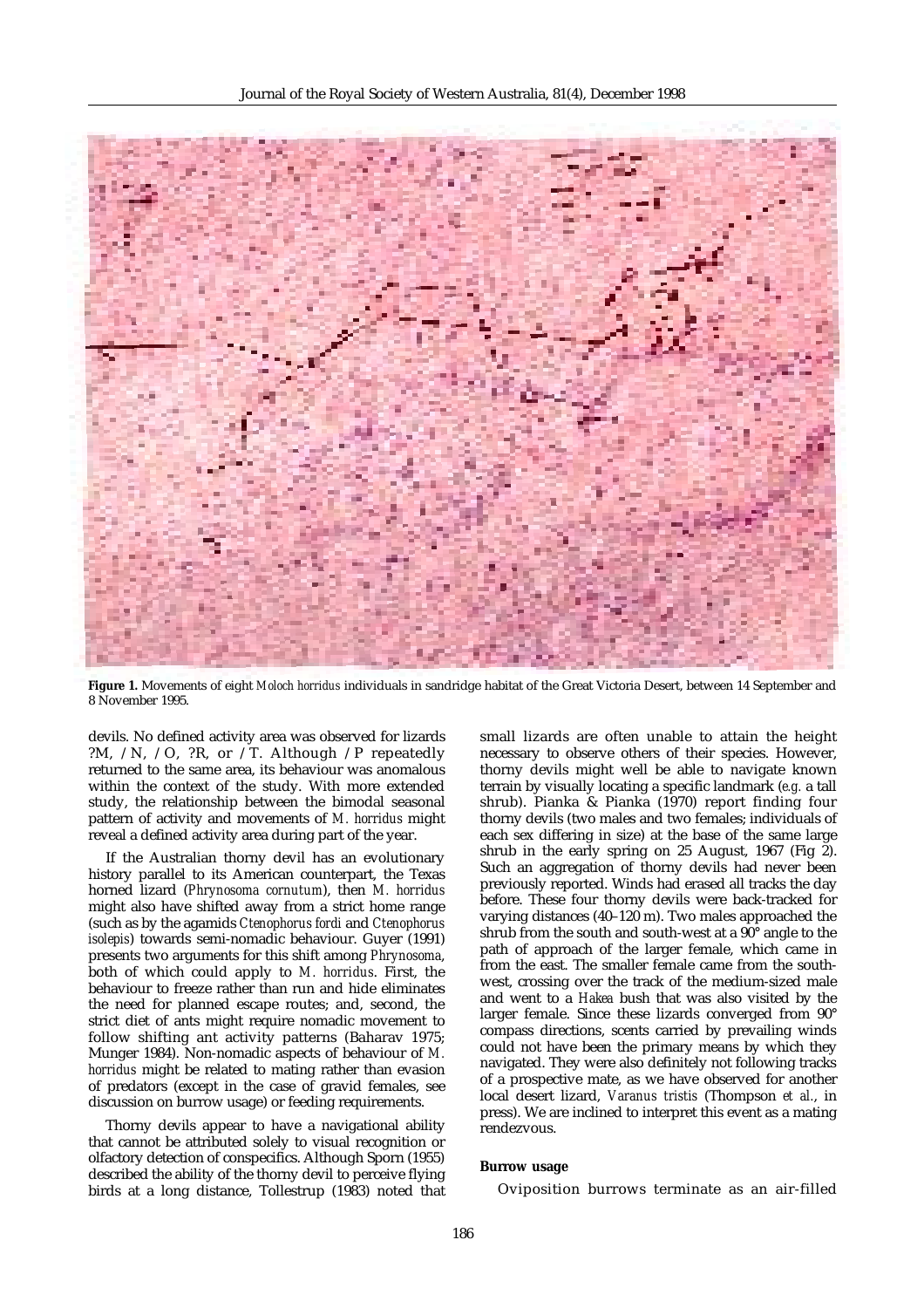**Figure 1.** Movements of eight *Moloch horridus* individuals in sandridge habitat of the Great Victoria Desert, between 14 September and 8 November 1995.

devils. No defined activity area was observed for lizards ?M, /N, /O, ?R, or /T. Although /P repeatedly returned to the same area, its behaviour was anomalous within the context of the study. With more extended study, the relationship between the bimodal seasonal pattern of activity and movements of *M. horridus* might reveal a defined activity area during part of the year.

If the Australian thorny devil has an evolutionary history parallel to its American counterpart, the Texas horned lizard (*Phrynosoma cornutum*), then *M. horridus* might also have shifted away from a strict home range (such as by the agamids *Ctenophorus fordi* and *Ctenophorus isolepis*) towards semi-nomadic behaviour. Guyer (1991) presents two arguments for this shift among *Phrynosoma*, both of which could apply to *M. horridus*. First, the behaviour to freeze rather than run and hide eliminates the need for planned escape routes; and, second, the strict diet of ants might require nomadic movement to follow shifting ant activity patterns (Baharav 1975; Munger 1984). Non-nomadic aspects of behaviour of *M. horridus* might be related to mating rather than evasion of predators (except in the case of gravid females, see discussion on burrow usage) or feeding requirements.

Thorny devils appear to have a navigational ability that cannot be attributed solely to visual recognition or olfactory detection of conspecifics. Although Sporn (1955) described the ability of the thorny devil to perceive flying birds at a long distance, Tollestrup (1983) noted that small lizards are often unable to attain the height necessary to observe others of their species. However, thorny devils might well be able to navigate known terrain by visually locating a specific landmark (*e.g.* a tall shrub). Pianka & Pianka (1970) report finding four thorny devils (two males and two females; individuals of each sex differing in size) at the base of the same large shrub in the early spring on 25 August, 1967 (Fig 2). Such an aggregation of thorny devils had never been previously reported. Winds had erased all tracks the day before. These four thorny devils were back-tracked for varying distances (40–120 m). Two males approached the shrub from the south and south-west at a 90° angle to the path of approach of the larger female, which came in from the east. The smaller female came from the south-west, crossing over the track of the medium-sized male and went to a *Hakea* bush that was also visited by the larger female. Since these lizards converged from 90° compass directions, scents carried by prevailing winds could not have been the primary means by which they navigated. They were also definitely not following tracks of a prospective mate, as we have observed for another local desert lizard, *Varanus tristis* (Thompson *et al.*, in press). We are inclined to interpret this event as a mating rendezvous.

### Burrow usage

Oviposition burrows terminate as an air-filled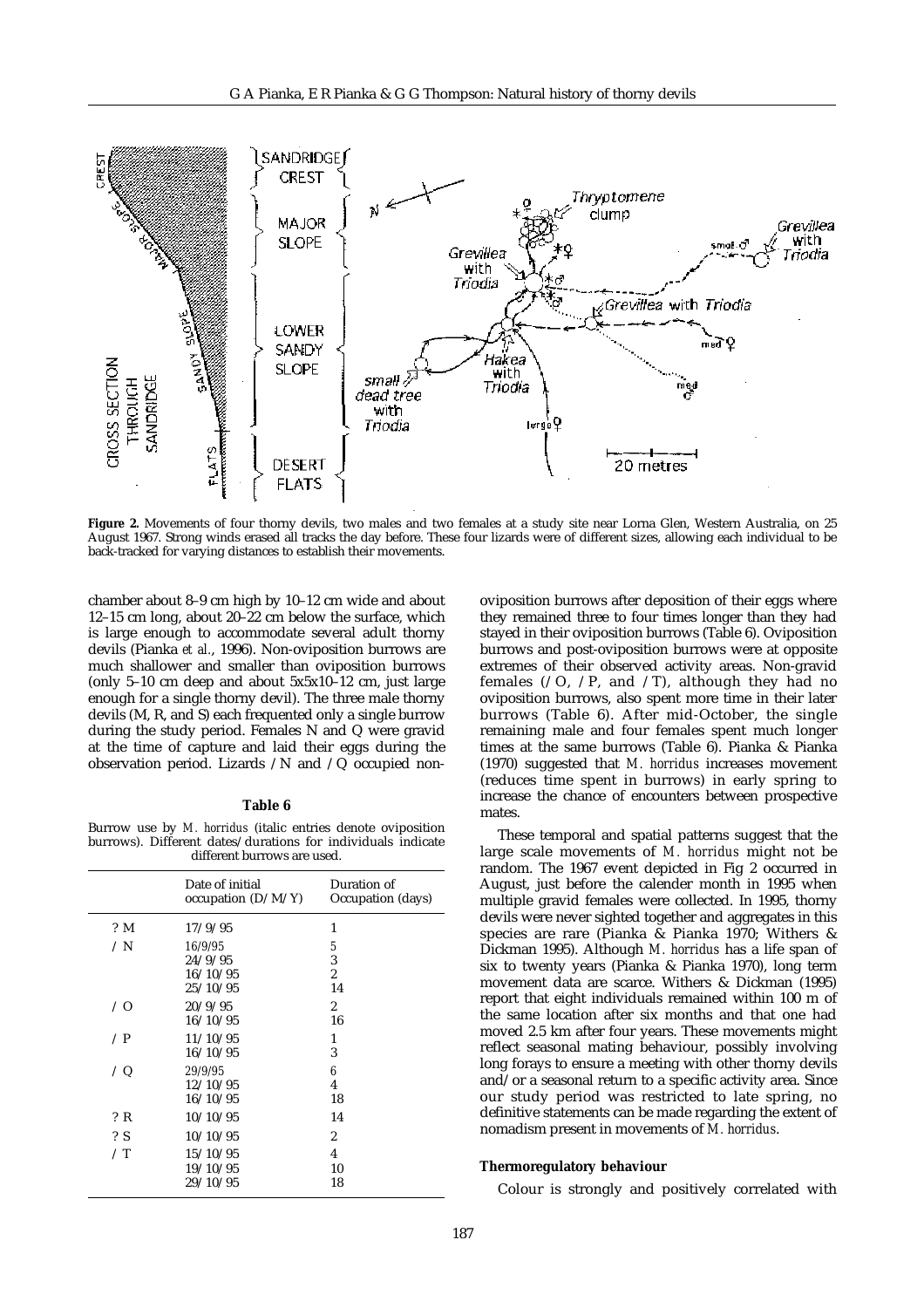CREST

MAJOR SLOPE

LOWER SANDY SLOPE

FLATS

CROSS SECTION THROUGH SANDRIDGE

SANDRIDGE CREST

MAJOR SLOPE

LOWER SANDY SLOPE

DESERT FLATS

N

Thryptomene clump

Grevillea with Triodia

Grevillea with Triodia

small ♂

Grevillea with Triodia

Hakea with Triodia

small dead tree with Triodia

med ♀

med ♂

lrg ♀

20 metres

**Figure 2.** Movements of four thorny devils, two males and two females at a study site near Lorna Glen, Western Australia, on 25 August 1967. Strong winds erased all tracks the day before. These four lizards were of different sizes, allowing each individual to be back-tracked for varying distances to establish their movements.

chamber about 8–9 cm high by 10–12 cm wide and about 12–15 cm long, about 20–22 cm below the surface, which is large enough to accommodate several adult thorny devils (Pianka *et al*., 1996). Non-oviposition burrows are much shallower and smaller than oviposition burrows (only 5–10 cm deep and about 5x5x10–12 cm, just large enough for a single thorny devil). The three male thorny devils (M, R, and S) each frequented only a single burrow during the study period. Females N and Q were gravid at the time of capture and laid their eggs during the observation period. Lizards /N and /Q occupied non-oviposition burrows after deposition of their eggs where they remained three to four times longer than they had stayed in their oviposition burrows (Table 6). Oviposition burrows and post-oviposition burrows were at opposite extremes of their observed activity areas. Non-gravid females (/O, /P, and /T), although they had no oviposition burrows, also spent more time in their later burrows (Table 6). After mid-October, the single remaining male and four females spent much longer times at the same burrows (Table 6). Pianka & Pianka (1970) suggested that *M. horridus* increases movement (reduces time spent in burrows) in early spring to increase the chance of encounters between prospective mates.

**Table 6**

Burrow use by *M. horridus* (italic entries denote oviposition burrows). Different dates/durations for individuals indicate different burrows are used.

| | Date of initial occupation (D/M/Y) | Duration of Occupation (days) |
|---|---|---|
| ? M | 17/9/95 | 1 |
| / N | *16/9/95* | *5* |
| | 24/9/95 | 3 |
| | 16/10/95 | 2 |
| | 25/10/95 | 14 |
| / O | 20/9/95 | 2 |
| | 16/10/95 | 16 |
| / P | 11/10/95 | 1 |
| | 16/10/95 | 3 |
| / Q | *29/9/95* | *6* |
| | 12/10/95 | 4 |
| | 16/10/95 | 18 |
| ? R | 10/10/95 | 14 |
| ? S | 10/10/95 | 2 |
| / T | 15/10/95 | 4 |
| | 19/10/95 | 10 |
| | 29/10/95 | 18 |

These temporal and spatial patterns suggest that the large scale movements of *M. horridus* might not be random. The 1967 event depicted in Fig 2 occurred in August, just before the calender month in 1995 when multiple gravid females were collected. In 1995, thorny devils were never sighted together and aggregates in this species are rare (Pianka & Pianka 1970; Withers & Dickman 1995). Although *M. horridus* has a life span of six to twenty years (Pianka & Pianka 1970), long term movement data are scarce. Withers & Dickman (1995) report that eight individuals remained within 100 m of the same location after six months and that one had moved 2.5 km after four years. These movements might reflect seasonal mating behaviour, possibly involving long forays to ensure a meeting with other thorny devils and/or a seasonal return to a specific activity area. Since our study period was restricted to late spring, no definitive statements can be made regarding the extent of nomadism present in movements of *M. horridus*.

#### Thermoregulatory behaviour

Colour is strongly and positively correlated with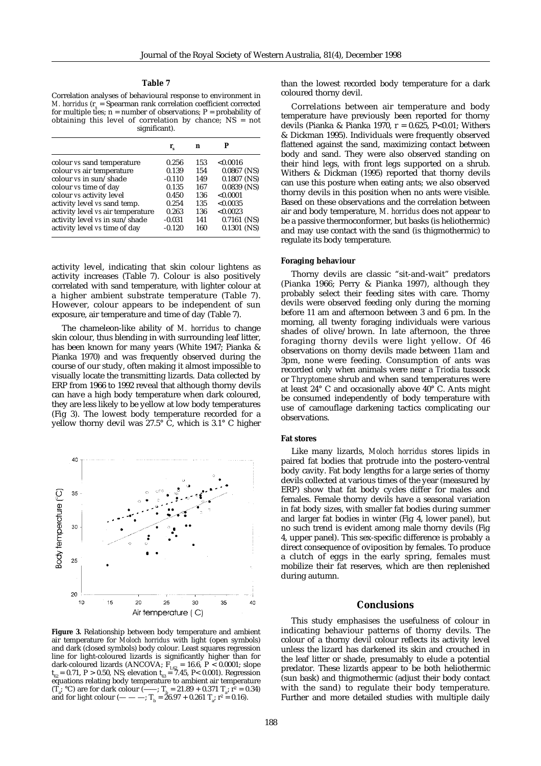**Table 7**

Correlation analyses of behavioural response to environment in *M. horridus* ($r_s$ = Spearman rank correlation coefficient corrected for multiple ties; n = number of observations; P = probability of obtaining this level of correlation by chance; NS = not significant).

| | $r_s$ | n | P |
|---|---|---|---|
| colour *vs* sand temperature | 0.256 | 153 | <0.0016 |
| colour *vs* air temperature | 0.139 | 154 | 0.0867 (NS) |
| colour *vs* in sun/shade | -0.110 | 149 | 0.1807 (NS) |
| colour *vs* time of day | 0.135 | 167 | 0.0839 (NS) |
| colour *vs* activity level | 0.450 | 136 | <0.0001 |
| activity level *vs* sand temp. | 0.254 | 135 | <0.0035 |
| activity level *vs* air temperature | 0.263 | 136 | <0.0023 |
| activity level *vs* in sun/shade | -0.031 | 141 | 0.7161 (NS) |
| activity level *vs* time of day | -0.120 | 160 | 0.1301 (NS) |

activity level, indicating that skin colour lightens as activity increases (Table 7). Colour is also positively correlated with sand temperature, with lighter colour at a higher ambient substrate temperature (Table 7). However, colour appears to be independent of sun exposure, air temperature and time of day (Table 7).

The chameleon-like ability of *M. horridus* to change skin colour, thus blending in with surrounding leaf litter, has been known for many years (White 1947; Pianka & Pianka 1970) and was frequently observed during the course of our study, often making it almost impossible to visually locate the transmitting lizards. Data collected by ERP from 1966 to 1992 reveal that although thorny devils can have a high body temperature when dark coloured, they are less likely to be yellow at low body temperatures (Fig 3). The lowest body temperature recorded for a yellow thorny devil was 27.5° C, which is 3.1° C higher than the lowest recorded body temperature for a dark coloured thorny devil.

Body temperature (°C)

Air temperature ( C)

**Figure 3.** Relationship between body temperature and ambient air temperature for *Moloch horridus* with light (open symbols) and dark (closed symbols) body colour. Least squares regression line for light-coloured lizards is significantly higher than for dark-coloured lizards (ANCOVA; $F_{1,62}$ = 16.6, P < 0.0001; slope $t_{62}$ = 0.71, P > 0.50, NS; elevation $t_{63}$ = 7.45, P< 0.001). Regression equations relating body temperature to ambient air temperature ($T_a$; °C) are for dark colour (——; $T_b = 21.89 + 0.371\ T_a$; $r^2$ = 0.34) and for light colour (— — —; $T_b = 26.97 + 0.261\ T_a$; $r^2$ = 0.16).

Correlations between air temperature and body temperature have previously been reported for thorny devils (Pianka & Pianka 1970, r = 0.625, P<0.01; Withers & Dickman 1995). Individuals were frequently observed flattened against the sand, maximizing contact between body and sand. They were also observed standing on their hind legs, with front legs supported on a shrub. Withers & Dickman (1995) reported that thorny devils can use this posture when eating ants; we also observed thorny devils in this position when no ants were visible. Based on these observations and the correlation between air and body temperature, *M. horridus* does not appear to be a passive thermoconformer, but basks (is heliothermic) and may use contact with the sand (is thigmothermic) to regulate its body temperature.

#### Foraging behaviour

Thorny devils are classic "sit-and-wait" predators (Pianka 1966; Perry & Pianka 1997), although they probably select their feeding sites with care. Thorny devils were observed feeding only during the morning before 11 am and afternoon between 3 and 6 pm. In the morning, all twenty foraging individuals were various shades of olive/brown. In late afternoon, the three foraging thorny devils were light yellow. Of 46 observations on thorny devils made between 11am and 3pm, none were feeding. Consumption of ants was recorded only when animals were near a *Triodia* tussock or *Thryptomene* shrub and when sand temperatures were at least 24° C and occasionally above 40° C. Ants might be consumed independently of body temperature with use of camouflage darkening tactics complicating our observations.

#### Fat stores

Like many lizards, *Moloch horridus* stores lipids in paired fat bodies that protrude into the postero-ventral body cavity. Fat body lengths for a large series of thorny devils collected at various times of the year (measured by ERP) show that fat body cycles differ for males and females. Female thorny devils have a seasonal variation in fat body sizes, with smaller fat bodies during summer and larger fat bodies in winter (Fig 4, lower panel), but no such trend is evident among male thorny devils (Fig 4, upper panel). This sex-specific difference is probably a direct consequence of oviposition by females. To produce a clutch of eggs in the early spring, females must mobilize their fat reserves, which are then replenished during autumn.

## Conclusions

This study emphasises the usefulness of colour in indicating behaviour patterns of thorny devils. The colour of a thorny devil colour reflects its activity level unless the lizard has darkened its skin and crouched in the leaf litter or shade, presumably to elude a potential predator. These lizards appear to be both heliothermic (sun bask) and thigmothermic (adjust their body contact with the sand) to regulate their body temperature. Further and more detailed studies with multiple daily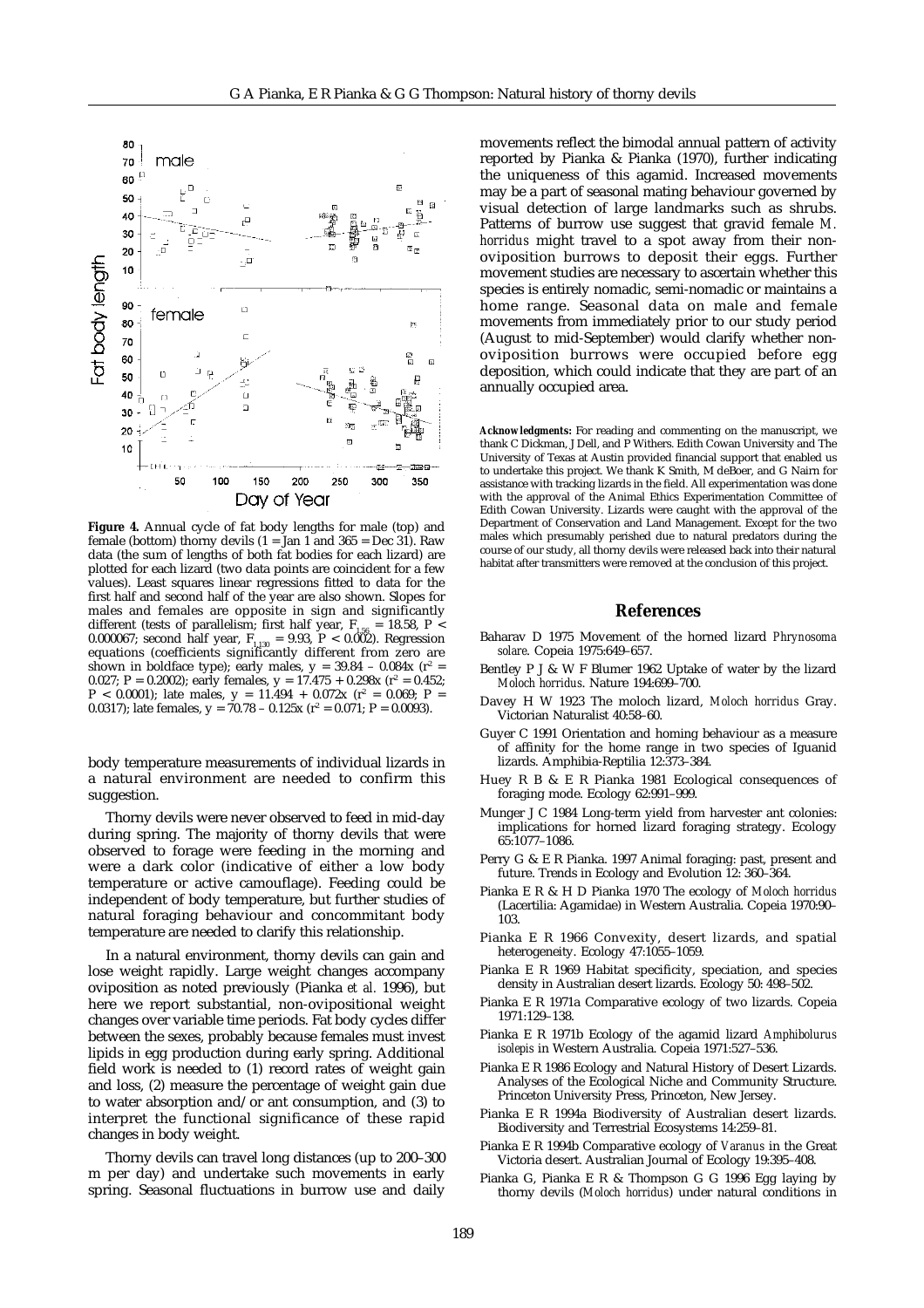male

female

Fat body length

Day of Year

80
70
60
50
40
30
20
10

90
80
70
60
50
40
30
20
10

50 100 150 200 250 300 350

**Figure 4.** Annual cycle of fat body lengths for male (top) and female (bottom) thorny devils (1 = Jan 1 and 365 = Dec 31). Raw data (the sum of lengths of both fat bodies for each lizard) are plotted for each lizard (two data points are coincident for a few values). Least squares linear regressions fitted to data for the first half and second half of the year are also shown. Slopes for males and females are opposite in sign and significantly different (tests of parallelism; first half year, $F_{1,56}$ = 18.58, $P <$ 0.000067; second half year, $F_{1,130}$ = 9.93, $P <$ 0.002). Regression equations (coefficients significantly different from zero are shown in boldface type); early males, $y = 39.84 - 0.084x$ ($r^2$ = 0.027; $P$ = 0.2002); early females, $y = 17.475 + 0.298x$ ($r^2$ = 0.452; $P <$ 0.0001); late males, $y = 11.494 + 0.072x$ ($r^2$ = 0.069; $P$ = 0.0317); late females, $y = 70.78 - 0.125x$ ($r^2$ = 0.071; $P$ = 0.0093).

body temperature measurements of individual lizards in a natural environment are needed to confirm this suggestion.

Thorny devils were never observed to feed in mid-day during spring. The majority of thorny devils that were observed to forage were feeding in the morning and were a dark color (indicative of either a low body temperature or active camouflage). Feeding could be independent of body temperature, but further studies of natural foraging behaviour and concommitant body temperature are needed to clarify this relationship.

In a natural environment, thorny devils can gain and lose weight rapidly. Large weight changes accompany oviposition as noted previously (Pianka *et al.* 1996), but here we report substantial, non-ovipositional weight changes over variable time periods. Fat body cycles differ between the sexes, probably because females must invest lipids in egg production during early spring. Additional field work is needed to (1) record rates of weight gain and loss, (2) measure the percentage of weight gain due to water absorption and/or ant consumption, and (3) to interpret the functional significance of these rapid changes in body weight.

Thorny devils can travel long distances (up to 200–300 m per day) and undertake such movements in early spring. Seasonal fluctuations in burrow use and daily movements reflect the bimodal annual pattern of activity reported by Pianka & Pianka (1970), further indicating the uniqueness of this agamid. Increased movements may be a part of seasonal mating behaviour governed by visual detection of large landmarks such as shrubs. Patterns of burrow use suggest that gravid female *M. horridus* might travel to a spot away from their non-oviposition burrows to deposit their eggs. Further movement studies are necessary to ascertain whether this species is entirely nomadic, semi-nomadic or maintains a home range. Seasonal data on male and female movements from immediately prior to our study period (August to mid-September) would clarify whether non-oviposition burrows were occupied before egg deposition, which could indicate that they are part of an annually occupied area.

**Acknowledgments:** For reading and commenting on the manuscript, we thank C Dickman, J Dell, and P Withers. Edith Cowan University and The University of Texas at Austin provided financial support that enabled us to undertake this project. We thank K Smith, M deBoer, and G Nairn for assistance with tracking lizards in the field. All experimentation was done with the approval of the Animal Ethics Experimentation Committee of Edith Cowan University. Lizards were caught with the approval of the Department of Conservation and Land Management. Except for the two males which presumably perished due to natural predators during the course of our study, all thorny devils were released back into their natural habitat after transmitters were removed at the conclusion of this project.

## References

Baharav D 1975 Movement of the horned lizard *Phrynosoma solare*. Copeia 1975:649–657.

Bentley P J & W F Blumer 1962 Uptake of water by the lizard *Moloch horridus*. Nature 194:699–700.

Davey H W 1923 The moloch lizard, *Moloch horridus* Gray. Victorian Naturalist 40:58–60.

Guyer C 1991 Orientation and homing behaviour as a measure of affinity for the home range in two species of Iguanid lizards. Amphibia-Reptilia 12:373–384.

Huey R B & E R Pianka 1981 Ecological consequences of foraging mode. Ecology 62:991–999.

Munger J C 1984 Long-term yield from harvester ant colonies: implications for horned lizard foraging strategy. Ecology 65:1077–1086.

Perry G & E R Pianka. 1997 Animal foraging: past, present and future. Trends in Ecology and Evolution 12: 360–364.

Pianka E R & H D Pianka 1970 The ecology of *Moloch horridus* (Lacertilia: Agamidae) in Western Australia. Copeia 1970:90–103.

Pianka E R 1966 Convexity, desert lizards, and spatial heterogeneity. Ecology 47:1055–1059.

Pianka E R 1969 Habitat specificity, speciation, and species density in Australian desert lizards. Ecology 50: 498–502.

Pianka E R 1971a Comparative ecology of two lizards. Copeia 1971:129–138.

Pianka E R 1971b Ecology of the agamid lizard *Amphibolurus isolepis* in Western Australia. Copeia 1971:527–536.

Pianka E R 1986 Ecology and Natural History of Desert Lizards. Analyses of the Ecological Niche and Community Structure. Princeton University Press, Princeton, New Jersey.

Pianka E R 1994a Biodiversity of Australian desert lizards. Biodiversity and Terrestrial Ecosystems 14:259–81.

Pianka E R 1994b Comparative ecology of *Varanus* in the Great Victoria desert. Australian Journal of Ecology 19:395–408.

Pianka G, Pianka E R & Thompson G G 1996 Egg laying by thorny devils (*Moloch horridus*) under natural conditions in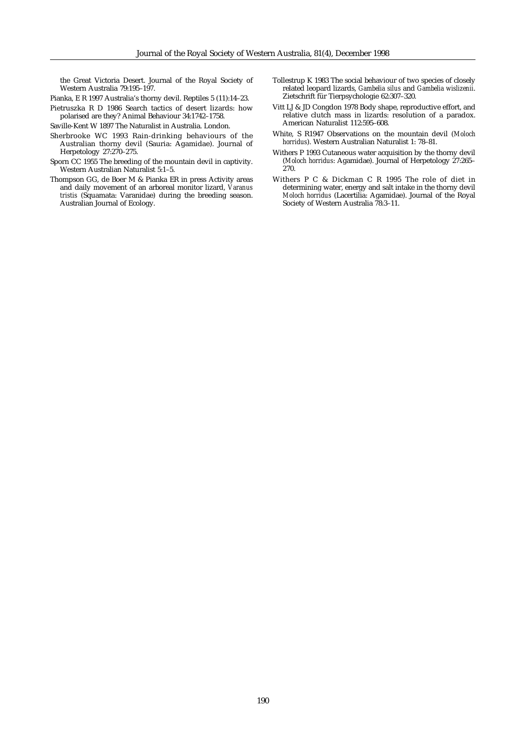the Great Victoria Desert. Journal of the Royal Society of Western Australia 79:195–197.

Pianka, E R 1997 Australia's thorny devil. Reptiles 5 (11):14–23.

Pietruszka R D 1986 Search tactics of desert lizards: how polarised are they? Animal Behaviour 34:1742–1758.

Saville-Kent W 1897 The Naturalist in Australia. London.

Sherbrooke WC 1993 Rain-drinking behaviours of the Australian thorny devil (Sauria: Agamidae). Journal of Herpetology 27:270–275.

Sporn CC 1955 The breeding of the mountain devil in captivity. Western Australian Naturalist 5:1–5.

Thompson GG, de Boer M & Pianka ER in press Activity areas and daily movement of an arboreal monitor lizard, *Varanus tristis* (Squamata: Varanidae) during the breeding season. Australian Journal of Ecology.

Tollestrup K 1983 The social behaviour of two species of closely related leopard lizards, *Gambelia silus* and *Gambelia wislizenii*. Zietschrift für Tierpsychologie 62:307–320.

Vitt LJ & JD Congdon 1978 Body shape, reproductive effort, and relative clutch mass in lizards: resolution of a paradox. American Naturalist 112:595–608.

White, S R1947 Observations on the mountain devil (*Moloch horridus*). Western Australian Naturalist 1: 78–81.

Withers P 1993 Cutaneous water acquisition by the thorny devil (*Moloch horridus*: Agamidae). Journal of Herpetology 27:265–270.

Withers P C & Dickman C R 1995 The role of diet in determining water, energy and salt intake in the thorny devil *Moloch horridus* (Lacertilia: Agamidae). Journal of the Royal Society of Western Australia 78:3–11.